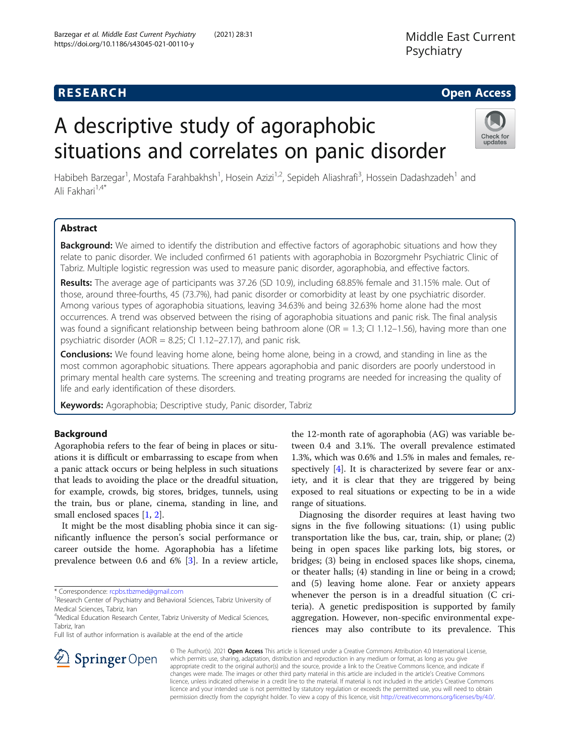# A descriptive study of agoraphobic situations and correlates on panic disorder

Habibeh Barzegar[1], Mostafa Farahbakhsh[1], Hosein Azizi[1,2], Sepideh Aliashrafi[3], Hossein Dadashzadeh[1] and Ali Fakhari[1,4*]

## Abstract

**Background:** We aimed to identify the distribution and effective factors of agoraphobic situations and how they relate to panic disorder. We included confirmed 61 patients with agoraphobia in Bozorgmehr Psychiatric Clinic of Tabriz. Multiple logistic regression was used to measure panic disorder, agoraphobia, and effective factors.

**Results:** The average age of participants was 37.26 (SD 10.9), including 68.85% female and 31.15% male. Out of those, around three-fourths, 45 (73.7%), had panic disorder or comorbidity at least by one psychiatric disorder. Among various types of agoraphobia situations, leaving 34.63% and being 32.63% home alone had the most occurrences. A trend was observed between the rising of agoraphobia situations and panic risk. The final analysis was found a significant relationship between being bathroom alone (OR = 1.3; CI 1.12–1.56), having more than one psychiatric disorder (AOR = 8.25; CI 1.12–27.17), and panic risk.

**Conclusions:** We found leaving home alone, being home alone, being in a crowd, and standing in line as the most common agoraphobic situations. There appears agoraphobia and panic disorders are poorly understood in primary mental health care systems. The screening and treating programs are needed for increasing the quality of life and early identification of these disorders.

**Keywords:** Agoraphobia; Descriptive study, Panic disorder, Tabriz

## Background

Agoraphobia refers to the fear of being in places or situations it is difficult or embarrassing to escape from when a panic attack occurs or being helpless in such situations that leads to avoiding the place or the dreadful situation, for example, crowds, big stores, bridges, tunnels, using the train, bus or plane, cinema, standing in line, and small enclosed spaces [1, 2].

It might be the most disabling phobia since it can significantly influence the person's social performance or career outside the home. Agoraphobia has a lifetime prevalence between 0.6 and 6% [3]. In a review article, the 12-month rate of agoraphobia (AG) was variable between 0.4 and 3.1%. The overall prevalence estimated 1.3%, which was 0.6% and 1.5% in males and females, respectively [4]. It is characterized by severe fear or anxiety, and it is clear that they are triggered by being exposed to real situations or expecting to be in a wide range of situations.

Diagnosing the disorder requires at least having two signs in the five following situations: (1) using public transportation like the bus, car, train, ship, or plane; (2) being in open spaces like parking lots, big stores, or bridges; (3) being in enclosed spaces like shops, cinema, or theater halls; (4) standing in line or being in a crowd; and (5) leaving home alone. Fear or anxiety appears whenever the person is in a dreadful situation (C criteria). A genetic predisposition is supported by family aggregation. However, non-specific environmental experiences may also contribute to its prevalence. This

* Correspondence: rcpbs.tbzmed@gmail.com
[1]Research Center of Psychiatry and Behavioral Sciences, Tabriz University of Medical Sciences, Tabriz, Iran
[4]Medical Education Research Center, Tabriz University of Medical Sciences, Tabriz, Iran
Full list of author information is available at the end of the article

© The Author(s). 2021 **Open Access** This article is licensed under a Creative Commons Attribution 4.0 International License, which permits use, sharing, adaptation, distribution and reproduction in any medium or format, as long as you give appropriate credit to the original author(s) and the source, provide a link to the Creative Commons licence, and indicate if changes were made. The images or other third party material in this article are included in the article's Creative Commons licence, unless indicated otherwise in a credit line to the material. If material is not included in the article's Creative Commons licence and your intended use is not permitted by statutory regulation or exceeds the permitted use, you will need to obtain permission directly from the copyright holder. To view a copy of this licence, visit http://creativecommons.org/licenses/by/4.0/.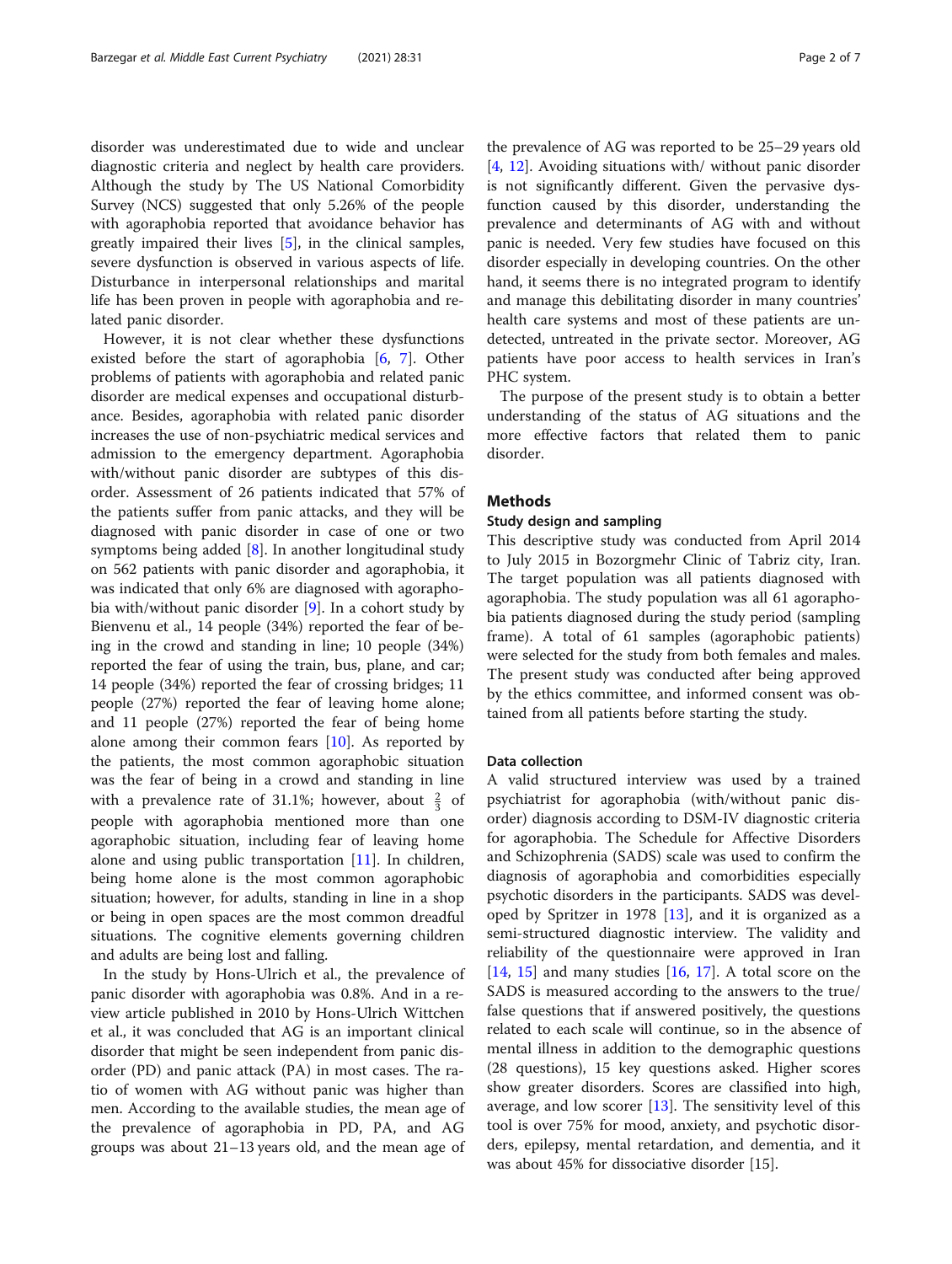disorder was underestimated due to wide and unclear diagnostic criteria and neglect by health care providers. Although the study by The US National Comorbidity Survey (NCS) suggested that only 5.26% of the people with agoraphobia reported that avoidance behavior has greatly impaired their lives [5], in the clinical samples, severe dysfunction is observed in various aspects of life. Disturbance in interpersonal relationships and marital life has been proven in people with agoraphobia and related panic disorder.

However, it is not clear whether these dysfunctions existed before the start of agoraphobia [6, 7]. Other problems of patients with agoraphobia and related panic disorder are medical expenses and occupational disturbance. Besides, agoraphobia with related panic disorder increases the use of non-psychiatric medical services and admission to the emergency department. Agoraphobia with/without panic disorder are subtypes of this disorder. Assessment of 26 patients indicated that 57% of the patients suffer from panic attacks, and they will be diagnosed with panic disorder in case of one or two symptoms being added [8]. In another longitudinal study on 562 patients with panic disorder and agoraphobia, it was indicated that only 6% are diagnosed with agoraphobia with/without panic disorder [9]. In a cohort study by Bienvenu et al., 14 people (34%) reported the fear of being in the crowd and standing in line; 10 people (34%) reported the fear of using the train, bus, plane, and car; 14 people (34%) reported the fear of crossing bridges; 11 people (27%) reported the fear of leaving home alone; and 11 people (27%) reported the fear of being home alone among their common fears [10]. As reported by the patients, the most common agoraphobic situation was the fear of being in a crowd and standing in line with a prevalence rate of 31.1%; however, about $\frac{2}{3}$ of people with agoraphobia mentioned more than one agoraphobic situation, including fear of leaving home alone and using public transportation [11]. In children, being home alone is the most common agoraphobic situation; however, for adults, standing in line in a shop or being in open spaces are the most common dreadful situations. The cognitive elements governing children and adults are being lost and falling.

In the study by Hons-Ulrich et al., the prevalence of panic disorder with agoraphobia was 0.8%. And in a review article published in 2010 by Hons-Ulrich Wittchen et al., it was concluded that AG is an important clinical disorder that might be seen independent from panic disorder (PD) and panic attack (PA) in most cases. The ratio of women with AG without panic was higher than men. According to the available studies, the mean age of the prevalence of agoraphobia in PD, PA, and AG groups was about 21–13 years old, and the mean age of the prevalence of AG was reported to be 25–29 years old [4, 12]. Avoiding situations with/ without panic disorder is not significantly different. Given the pervasive dysfunction caused by this disorder, understanding the prevalence and determinants of AG with and without panic is needed. Very few studies have focused on this disorder especially in developing countries. On the other hand, it seems there is no integrated program to identify and manage this debilitating disorder in many countries' health care systems and most of these patients are undetected, untreated in the private sector. Moreover, AG patients have poor access to health services in Iran's PHC system.

The purpose of the present study is to obtain a better understanding of the status of AG situations and the more effective factors that related them to panic disorder.

## Methods

### Study design and sampling

This descriptive study was conducted from April 2014 to July 2015 in Bozorgmehr Clinic of Tabriz city, Iran. The target population was all patients diagnosed with agoraphobia. The study population was all 61 agoraphobia patients diagnosed during the study period (sampling frame). A total of 61 samples (agoraphobic patients) were selected for the study from both females and males. The present study was conducted after being approved by the ethics committee, and informed consent was obtained from all patients before starting the study.

### Data collection

A valid structured interview was used by a trained psychiatrist for agoraphobia (with/without panic disorder) diagnosis according to DSM-IV diagnostic criteria for agoraphobia. The Schedule for Affective Disorders and Schizophrenia (SADS) scale was used to confirm the diagnosis of agoraphobia and comorbidities especially psychotic disorders in the participants. SADS was developed by Spritzer in 1978 [13], and it is organized as a semi-structured diagnostic interview. The validity and reliability of the questionnaire were approved in Iran [14, 15] and many studies [16, 17]. A total score on the SADS is measured according to the answers to the true/false questions that if answered positively, the questions related to each scale will continue, so in the absence of mental illness in addition to the demographic questions (28 questions), 15 key questions asked. Higher scores show greater disorders. Scores are classified into high, average, and low scorer [13]. The sensitivity level of this tool is over 75% for mood, anxiety, and psychotic disorders, epilepsy, mental retardation, and dementia, and it was about 45% for dissociative disorder [15].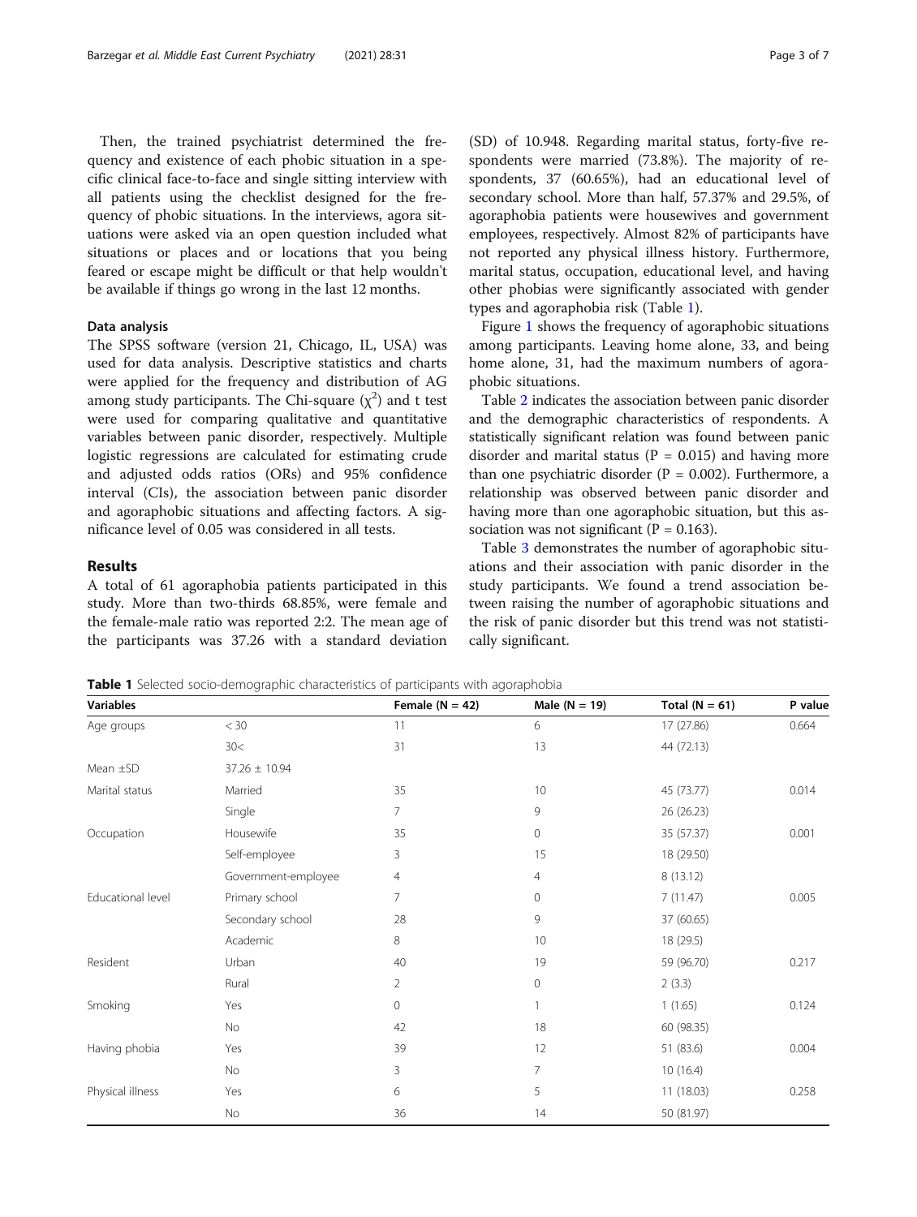Then, the trained psychiatrist determined the frequency and existence of each phobic situation in a specific clinical face-to-face and single sitting interview with all patients using the checklist designed for the frequency of phobic situations. In the interviews, agora situations were asked via an open question included what situations or places and or locations that you being feared or escape might be difficult or that help wouldn't be available if things go wrong in the last 12 months.

### Data analysis

The SPSS software (version 21, Chicago, IL, USA) was used for data analysis. Descriptive statistics and charts were applied for the frequency and distribution of AG among study participants. The Chi-square ($\chi^2$) and t test were used for comparing qualitative and quantitative variables between panic disorder, respectively. Multiple logistic regressions are calculated for estimating crude and adjusted odds ratios (ORs) and 95% confidence interval (CIs), the association between panic disorder and agoraphobic situations and affecting factors. A significance level of 0.05 was considered in all tests.

## Results

A total of 61 agoraphobia patients participated in this study. More than two-thirds 68.85%, were female and the female-male ratio was reported 2:2. The mean age of the participants was 37.26 with a standard deviation (SD) of 10.948. Regarding marital status, forty-five respondents were married (73.8%). The majority of respondents, 37 (60.65%), had an educational level of secondary school. More than half, 57.37% and 29.5%, of agoraphobia patients were housewives and government employees, respectively. Almost 82% of participants have not reported any physical illness history. Furthermore, marital status, occupation, educational level, and having other phobias were significantly associated with gender types and agoraphobia risk (Table 1).

Figure 1 shows the frequency of agoraphobic situations among participants. Leaving home alone, 33, and being home alone, 31, had the maximum numbers of agoraphobic situations.

Table 2 indicates the association between panic disorder and the demographic characteristics of respondents. A statistically significant relation was found between panic disorder and marital status (P = 0.015) and having more than one psychiatric disorder (P = 0.002). Furthermore, a relationship was observed between panic disorder and having more than one agoraphobic situation, but this association was not significant (P = 0.163).

Table 3 demonstrates the number of agoraphobic situations and their association with panic disorder in the study participants. We found a trend association between raising the number of agoraphobic situations and the risk of panic disorder but this trend was not statistically significant.

**Table 1** Selected socio-demographic characteristics of participants with agoraphobia

| Variables | | Female (N = 42) | Male (N = 19) | Total (N = 61) | P value |
|---|---|---|---|---|---|
| Age groups | < 30 | 11 | 6 | 17 (27.86) | 0.664 |
| | 30< | 31 | 13 | 44 (72.13) | |
| Mean ±SD | 37.26 ± 10.94 | | | | |
| Marital status | Married | 35 | 10 | 45 (73.77) | 0.014 |
| | Single | 7 | 9 | 26 (26.23) | |
| Occupation | Housewife | 35 | 0 | 35 (57.37) | 0.001 |
| | Self-employee | 3 | 15 | 18 (29.50) | |
| | Government-employee | 4 | 4 | 8 (13.12) | |
| Educational level | Primary school | 7 | 0 | 7 (11.47) | 0.005 |
| | Secondary school | 28 | 9 | 37 (60.65) | |
| | Academic | 8 | 10 | 18 (29.5) | |
| Resident | Urban | 40 | 19 | 59 (96.70) | 0.217 |
| | Rural | 2 | 0 | 2 (3.3) | |
| Smoking | Yes | 0 | 1 | 1 (1.65) | 0.124 |
| | No | 42 | 18 | 60 (98.35) | |
| Having phobia | Yes | 39 | 12 | 51 (83.6) | 0.004 |
| | No | 3 | 7 | 10 (16.4) | |
| Physical illness | Yes | 6 | 5 | 11 (18.03) | 0.258 |
| | No | 36 | 14 | 50 (81.97) | |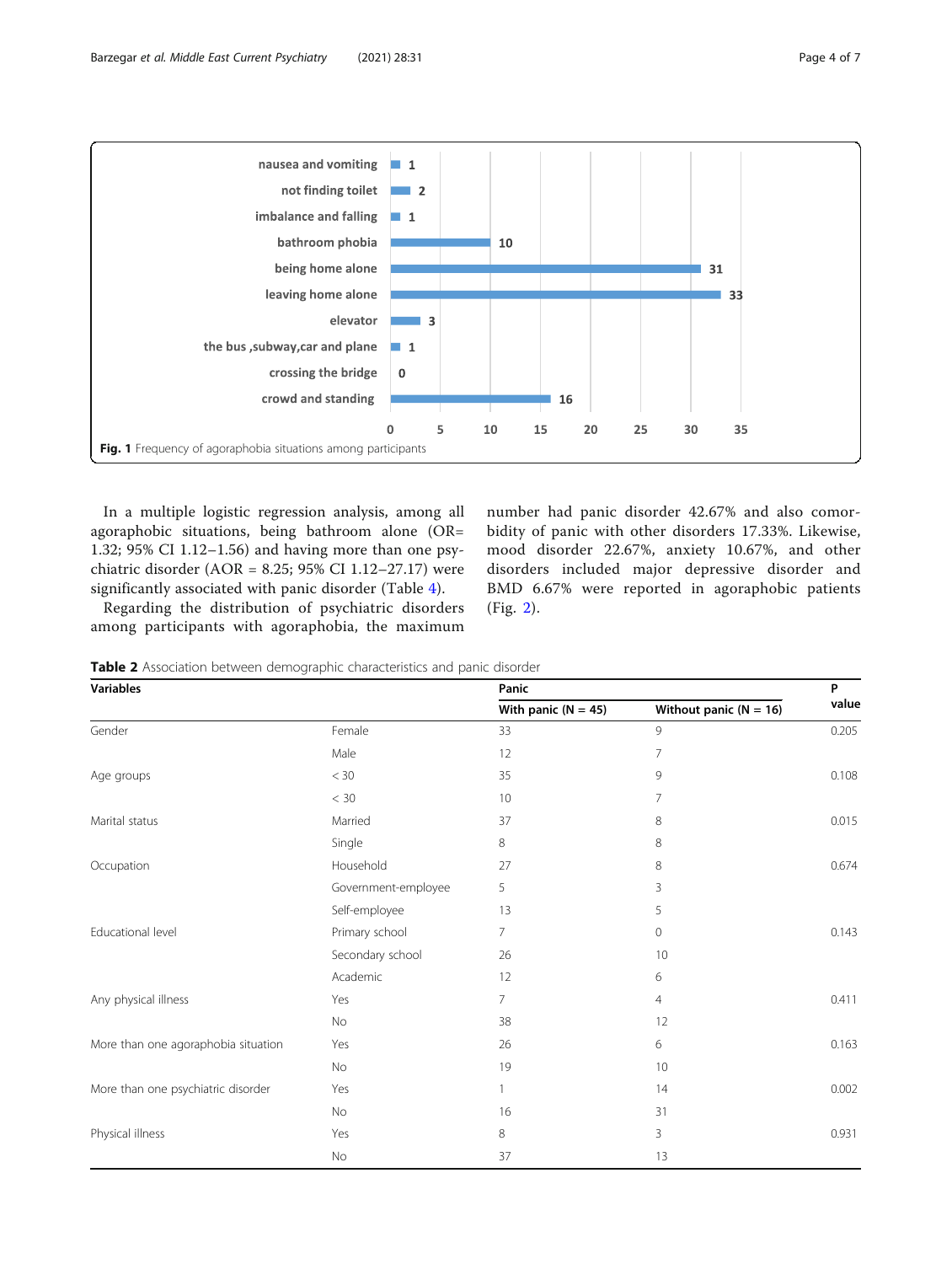| Situation | Frequency |
|---|---|
| nausea and vomiting | 1 |
| not finding toilet | 2 |
| imbalance and falling | 1 |
| bathroom phobia | 10 |
| being home alone | 31 |
| leaving home alone | 33 |
| elevator | 3 |
| the bus ,subway,car and plane | 1 |
| crossing the bridge | 0 |
| crowd and standing | 16 |

**Fig. 1** Frequency of agoraphobia situations among participants

In a multiple logistic regression analysis, among all agoraphobic situations, being bathroom alone (OR= 1.32; 95% CI 1.12–1.56) and having more than one psychiatric disorder (AOR = 8.25; 95% CI 1.12–27.17) were significantly associated with panic disorder (Table 4).

Regarding the distribution of psychiatric disorders among participants with agoraphobia, the maximum number had panic disorder 42.67% and also comorbidity of panic with other disorders 17.33%. Likewise, mood disorder 22.67%, anxiety 10.67%, and other disorders included major depressive disorder and BMD 6.67% were reported in agoraphobic patients (Fig. 2).

**Table 2** Association between demographic characteristics and panic disorder

| Variables | | Panic | | P value |
|---|---|---|---|---|
| | | With panic (N = 45) | Without panic (N = 16) | |
| Gender | Female | 33 | 9 | 0.205 |
| | Male | 12 | 7 | |
| Age groups | < 30 | 35 | 9 | 0.108 |
| | < 30 | 10 | 7 | |
| Marital status | Married | 37 | 8 | 0.015 |
| | Single | 8 | 8 | |
| Occupation | Household | 27 | 8 | 0.674 |
| | Government-employee | 5 | 3 | |
| | Self-employee | 13 | 5 | |
| Educational level | Primary school | 7 | 0 | 0.143 |
| | Secondary school | 26 | 10 | |
| | Academic | 12 | 6 | |
| Any physical illness | Yes | 7 | 4 | 0.411 |
| | No | 38 | 12 | |
| More than one agoraphobia situation | Yes | 26 | 6 | 0.163 |
| | No | 19 | 10 | |
| More than one psychiatric disorder | Yes | 1 | 14 | 0.002 |
| | No | 16 | 31 | |
| Physical illness | Yes | 8 | 3 | 0.931 |
| | No | 37 | 13 | |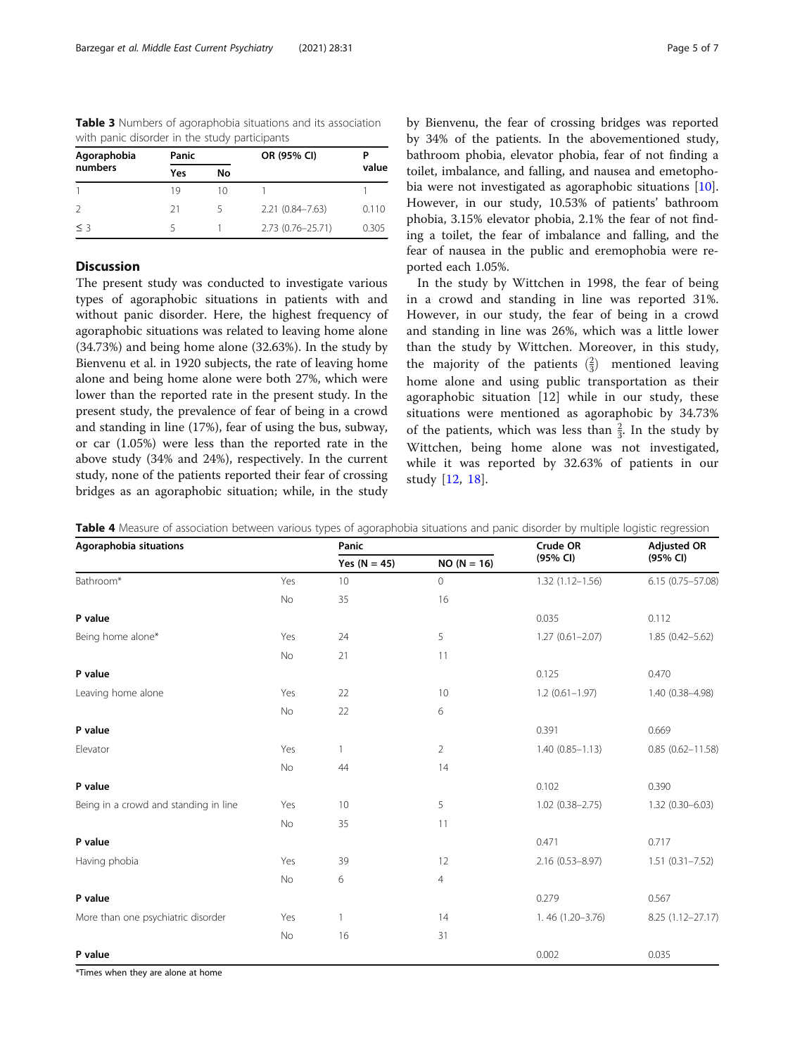**Table 3** Numbers of agoraphobia situations and its association with panic disorder in the study participants

| Agoraphobia numbers | Panic | | OR (95% CI) | P value |
|---|---|---|---|---|
| | Yes | No | | |
| 1 | 19 | 10 | 1 | 1 |
| 2 | 21 | 5 | 2.21 (0.84–7.63) | 0.110 |
| ≤ 3 | 5 | 1 | 2.73 (0.76–25.71) | 0.305 |

## Discussion

The present study was conducted to investigate various types of agoraphobic situations in patients with and without panic disorder. Here, the highest frequency of agoraphobic situations was related to leaving home alone (34.73%) and being home alone (32.63%). In the study by Bienvenu et al. in 1920 subjects, the rate of leaving home alone and being home alone were both 27%, which were lower than the reported rate in the present study. In the present study, the prevalence of fear of being in a crowd and standing in line (17%), fear of using the bus, subway, or car (1.05%) were less than the reported rate in the above study (34% and 24%), respectively. In the current study, none of the patients reported their fear of crossing bridges as an agoraphobic situation; while, in the study by Bienvenu, the fear of crossing bridges was reported by 34% of the patients. In the abovementioned study, bathroom phobia, elevator phobia, fear of not finding a toilet, imbalance, and falling, and nausea and emetophobia were not investigated as agoraphobic situations [10]. However, in our study, 10.53% of patients' bathroom phobia, 3.15% elevator phobia, 2.1% the fear of not finding a toilet, the fear of imbalance and falling, and the fear of nausea in the public and eremophobia were reported each 1.05%.

In the study by Wittchen in 1998, the fear of being in a crowd and standing in line was reported 31%. However, in our study, the fear of being in a crowd and standing in line was 26%, which was a little lower than the study by Wittchen. Moreover, in this study, the majority of the patients $(\frac{2}{3})$ mentioned leaving home alone and using public transportation as their agoraphobic situation [12] while in our study, these situations were mentioned as agoraphobic by 34.73% of the patients, which was less than $\frac{2}{3}$. In the study by Wittchen, being home alone was not investigated, while it was reported by 32.63% of patients in our study [12, 18].

**Table 4** Measure of association between various types of agoraphobia situations and panic disorder by multiple logistic regression

| Agoraphobia situations | | Panic | | Crude OR (95% CI) | Adjusted OR (95% CI) |
|---|---|---|---|---|---|
| | | Yes (N = 45) | NO (N = 16) | | |
| Bathroom* | Yes | 10 | 0 | 1.32 (1.12–1.56) | 6.15 (0.75–57.08) |
| | No | 35 | 16 | | |
| **P value** | | | | 0.035 | 0.112 |
| Being home alone* | Yes | 24 | 5 | 1.27 (0.61–2.07) | 1.85 (0.42–5.62) |
| | No | 21 | 11 | | |
| **P value** | | | | 0.125 | 0.470 |
| Leaving home alone | Yes | 22 | 10 | 1.2 (0.61–1.97) | 1.40 (0.38–4.98) |
| | No | 22 | 6 | | |
| **P value** | | | | 0.391 | 0.669 |
| Elevator | Yes | 1 | 2 | 1.40 (0.85–1.13) | 0.85 (0.62–11.58) |
| | No | 44 | 14 | | |
| **P value** | | | | 0.102 | 0.390 |
| Being in a crowd and standing in line | Yes | 10 | 5 | 1.02 (0.38–2.75) | 1.32 (0.30–6.03) |
| | No | 35 | 11 | | |
| **P value** | | | | 0.471 | 0.717 |
| Having phobia | Yes | 39 | 12 | 2.16 (0.53–8.97) | 1.51 (0.31–7.52) |
| | No | 6 | 4 | | |
| **P value** | | | | 0.279 | 0.567 |
| More than one psychiatric disorder | Yes | 1 | 14 | 1. 46 (1.20–3.76) | 8.25 (1.12–27.17) |
| | No | 16 | 31 | | |
| **P value** | | | | 0.002 | 0.035 |

*Times when they are alone at home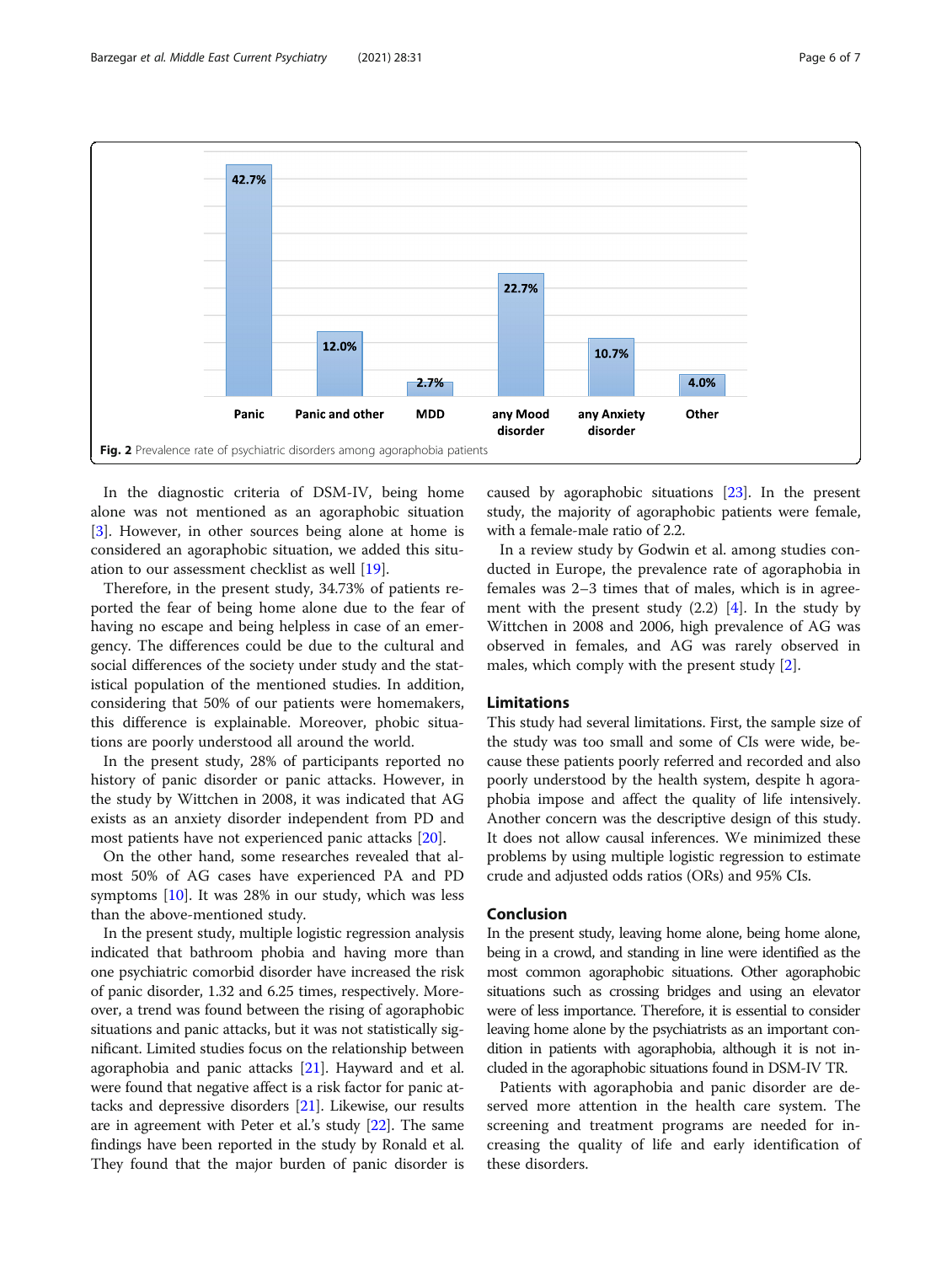Fig. 2 Prevalence rate of psychiatric disorders among agoraphobia patients

In the diagnostic criteria of DSM-IV, being home alone was not mentioned as an agoraphobic situation [3]. However, in other sources being alone at home is considered an agoraphobic situation, we added this situation to our assessment checklist as well [19].

Therefore, in the present study, 34.73% of patients reported the fear of being home alone due to the fear of having no escape and being helpless in case of an emergency. The differences could be due to the cultural and social differences of the society under study and the statistical population of the mentioned studies. In addition, considering that 50% of our patients were homemakers, this difference is explainable. Moreover, phobic situations are poorly understood all around the world.

In the present study, 28% of participants reported no history of panic disorder or panic attacks. However, in the study by Wittchen in 2008, it was indicated that AG exists as an anxiety disorder independent from PD and most patients have not experienced panic attacks [20].

On the other hand, some researches revealed that almost 50% of AG cases have experienced PA and PD symptoms [10]. It was 28% in our study, which was less than the above-mentioned study.

In the present study, multiple logistic regression analysis indicated that bathroom phobia and having more than one psychiatric comorbid disorder have increased the risk of panic disorder, 1.32 and 6.25 times, respectively. Moreover, a trend was found between the rising of agoraphobic situations and panic attacks, but it was not statistically significant. Limited studies focus on the relationship between agoraphobia and panic attacks [21]. Hayward and et al. were found that negative affect is a risk factor for panic attacks and depressive disorders [21]. Likewise, our results are in agreement with Peter et al.'s study [22]. The same findings have been reported in the study by Ronald et al. They found that the major burden of panic disorder is caused by agoraphobic situations [23]. In the present study, the majority of agoraphobic patients were female, with a female-male ratio of 2.2.

In a review study by Godwin et al. among studies conducted in Europe, the prevalence rate of agoraphobia in females was 2–3 times that of males, which is in agreement with the present study (2.2) [4]. In the study by Wittchen in 2008 and 2006, high prevalence of AG was observed in females, and AG was rarely observed in males, which comply with the present study [2].

## Limitations

This study had several limitations. First, the sample size of the study was too small and some of CIs were wide, because these patients poorly referred and recorded and also poorly understood by the health system, despite h agoraphobia impose and affect the quality of life intensively. Another concern was the descriptive design of this study. It does not allow causal inferences. We minimized these problems by using multiple logistic regression to estimate crude and adjusted odds ratios (ORs) and 95% CIs.

## Conclusion

In the present study, leaving home alone, being home alone, being in a crowd, and standing in line were identified as the most common agoraphobic situations. Other agoraphobic situations such as crossing bridges and using an elevator were of less importance. Therefore, it is essential to consider leaving home alone by the psychiatrists as an important condition in patients with agoraphobia, although it is not included in the agoraphobic situations found in DSM-IV TR.

Patients with agoraphobia and panic disorder are deserved more attention in the health care system. The screening and treatment programs are needed for increasing the quality of life and early identification of these disorders.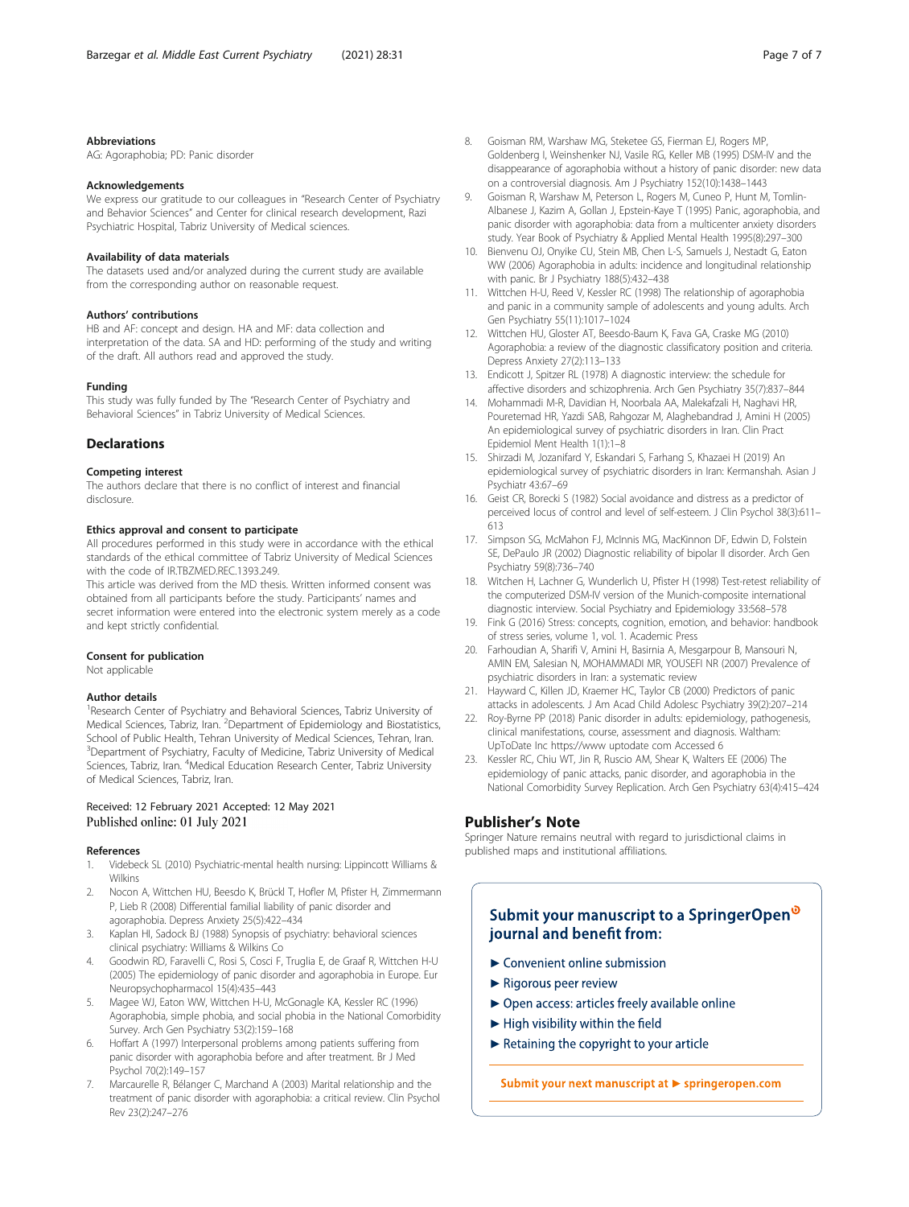### Abbreviations

AG: Agoraphobia; PD: Panic disorder

### Acknowledgements

We express our gratitude to our colleagues in "Research Center of Psychiatry and Behavior Sciences" and Center for clinical research development, Razi Psychiatric Hospital, Tabriz University of Medical sciences.

### Availability of data materials

The datasets used and/or analyzed during the current study are available from the corresponding author on reasonable request.

### Authors' contributions

HB and AF: concept and design. HA and MF: data collection and interpretation of the data. SA and HD: performing of the study and writing of the draft. All authors read and approved the study.

### Funding

This study was fully funded by The "Research Center of Psychiatry and Behavioral Sciences" in Tabriz University of Medical Sciences.

## Declarations

### Competing interest

The authors declare that there is no conflict of interest and financial disclosure.

### Ethics approval and consent to participate

All procedures performed in this study were in accordance with the ethical standards of the ethical committee of Tabriz University of Medical Sciences with the code of IR.TBZMED.REC.1393.249.

This article was derived from the MD thesis. Written informed consent was obtained from all participants before the study. Participants' names and secret information were entered into the electronic system merely as a code and kept strictly confidential.

### Consent for publication

Not applicable

### Author details

[1]Research Center of Psychiatry and Behavioral Sciences, Tabriz University of Medical Sciences, Tabriz, Iran. [2]Department of Epidemiology and Biostatistics, School of Public Health, Tehran University of Medical Sciences, Tehran, Iran. [3]Department of Psychiatry, Faculty of Medicine, Tabriz University of Medical Sciences, Tabriz, Iran. [4]Medical Education Research Center, Tabriz University of Medical Sciences, Tabriz, Iran.

Received: 12 February 2021 Accepted: 12 May 2021
Published online: 01 July 2021

### References

1. Videbeck SL (2010) Psychiatric-mental health nursing: Lippincott Williams & Wilkins
2. Nocon A, Wittchen HU, Beesdo K, Brückl T, Hofler M, Pfister H, Zimmermann P, Lieb R (2008) Differential familial liability of panic disorder and agoraphobia. Depress Anxiety 25(5):422–434
3. Kaplan HI, Sadock BJ (1988) Synopsis of psychiatry: behavioral sciences clinical psychiatry: Williams & Wilkins Co
4. Goodwin RD, Faravelli C, Rosi S, Cosci F, Truglia E, de Graaf R, Wittchen H-U (2005) The epidemiology of panic disorder and agoraphobia in Europe. Eur Neuropsychopharmacol 15(4):435–443
5. Magee WJ, Eaton WW, Wittchen H-U, McGonagle KA, Kessler RC (1996) Agoraphobia, simple phobia, and social phobia in the National Comorbidity Survey. Arch Gen Psychiatry 53(2):159–168
6. Hoffart A (1997) Interpersonal problems among patients suffering from panic disorder with agoraphobia before and after treatment. Br J Med Psychol 70(2):149–157
7. Marcaurelle R, Bélanger C, Marchand A (2003) Marital relationship and the treatment of panic disorder with agoraphobia: a critical review. Clin Psychol Rev 23(2):247–276
8. Goisman RM, Warshaw MG, Steketee GS, Fierman EJ, Rogers MP, Goldenberg I, Weinshenker NJ, Vasile RG, Keller MB (1995) DSM-IV and the disappearance of agoraphobia without a history of panic disorder: new data on a controversial diagnosis. Am J Psychiatry 152(10):1438–1443
9. Goisman R, Warshaw M, Peterson L, Rogers M, Cuneo P, Hunt M, Tomlin-Albanese J, Kazim A, Gollan J, Epstein-Kaye T (1995) Panic, agoraphobia, and panic disorder with agoraphobia: data from a multicenter anxiety disorders study. Year Book of Psychiatry & Applied Mental Health 1995(8):297–300
10. Bienvenu OJ, Onyike CU, Stein MB, Chen L-S, Samuels J, Nestadt G, Eaton WW (2006) Agoraphobia in adults: incidence and longitudinal relationship with panic. Br J Psychiatry 188(5):432–438
11. Wittchen H-U, Reed V, Kessler RC (1998) The relationship of agoraphobia and panic in a community sample of adolescents and young adults. Arch Gen Psychiatry 55(11):1017–1024
12. Wittchen HU, Gloster AT, Beesdo-Baum K, Fava GA, Craske MG (2010) Agoraphobia: a review of the diagnostic classificatory position and criteria. Depress Anxiety 27(2):113–133
13. Endicott J, Spitzer RL (1978) A diagnostic interview: the schedule for affective disorders and schizophrenia. Arch Gen Psychiatry 35(7):837–844
14. Mohammadi M-R, Davidian H, Noorbala AA, Malekafzali H, Naghavi HR, Pouretemad HR, Yazdi SAB, Rahgozar M, Alaghebandrad J, Amini H (2005) An epidemiological survey of psychiatric disorders in Iran. Clin Pract Epidemiol Ment Health 1(1):1–8
15. Shirzadi M, Jozanifard Y, Eskandari S, Farhang S, Khazaei H (2019) An epidemiological survey of psychiatric disorders in Iran: Kermanshah. Asian J Psychiatr 43:67–69
16. Geist CR, Borecki S (1982) Social avoidance and distress as a predictor of perceived locus of control and level of self-esteem. J Clin Psychol 38(3):611–613
17. Simpson SG, McMahon FJ, McInnis MG, MacKinnon DF, Edwin D, Folstein SE, DePaulo JR (2002) Diagnostic reliability of bipolar II disorder. Arch Gen Psychiatry 59(8):736–740
18. Witchen H, Lachner G, Wunderlich U, Pfister H (1998) Test-retest reliability of the computerized DSM-IV version of the Munich-composite international diagnostic interview. Social Psychiatry and Epidemiology 33:568–578
19. Fink G (2016) Stress: concepts, cognition, emotion, and behavior: handbook of stress series, volume 1, vol. 1. Academic Press
20. Farhoudian A, Sharifi V, Amini H, Basirnia A, Mesgarpour B, Mansouri N, AMIN EM, Salesian N, MOHAMMADI MR, YOUSEFI NR (2007) Prevalence of psychiatric disorders in Iran: a systematic review
21. Hayward C, Killen JD, Kraemer HC, Taylor CB (2000) Predictors of panic attacks in adolescents. J Am Acad Child Adolesc Psychiatry 39(2):207–214
22. Roy-Byrne PP (2018) Panic disorder in adults: epidemiology, pathogenesis, clinical manifestations, course, assessment and diagnosis. Waltham: UpToDate Inc https://www uptodate com Accessed 6
23. Kessler RC, Chiu WT, Jin R, Ruscio AM, Shear K, Walters EE (2006) The epidemiology of panic attacks, panic disorder, and agoraphobia in the National Comorbidity Survey Replication. Arch Gen Psychiatry 63(4):415–424

## Publisher's Note

Springer Nature remains neutral with regard to jurisdictional claims in published maps and institutional affiliations.

**Submit your manuscript to a SpringerOpen journal and benefit from:**

- Convenient online submission
- Rigorous peer review
- Open access: articles freely available online
- High visibility within the field
- Retaining the copyright to your article

Submit your next manuscript at ► springeropen.com